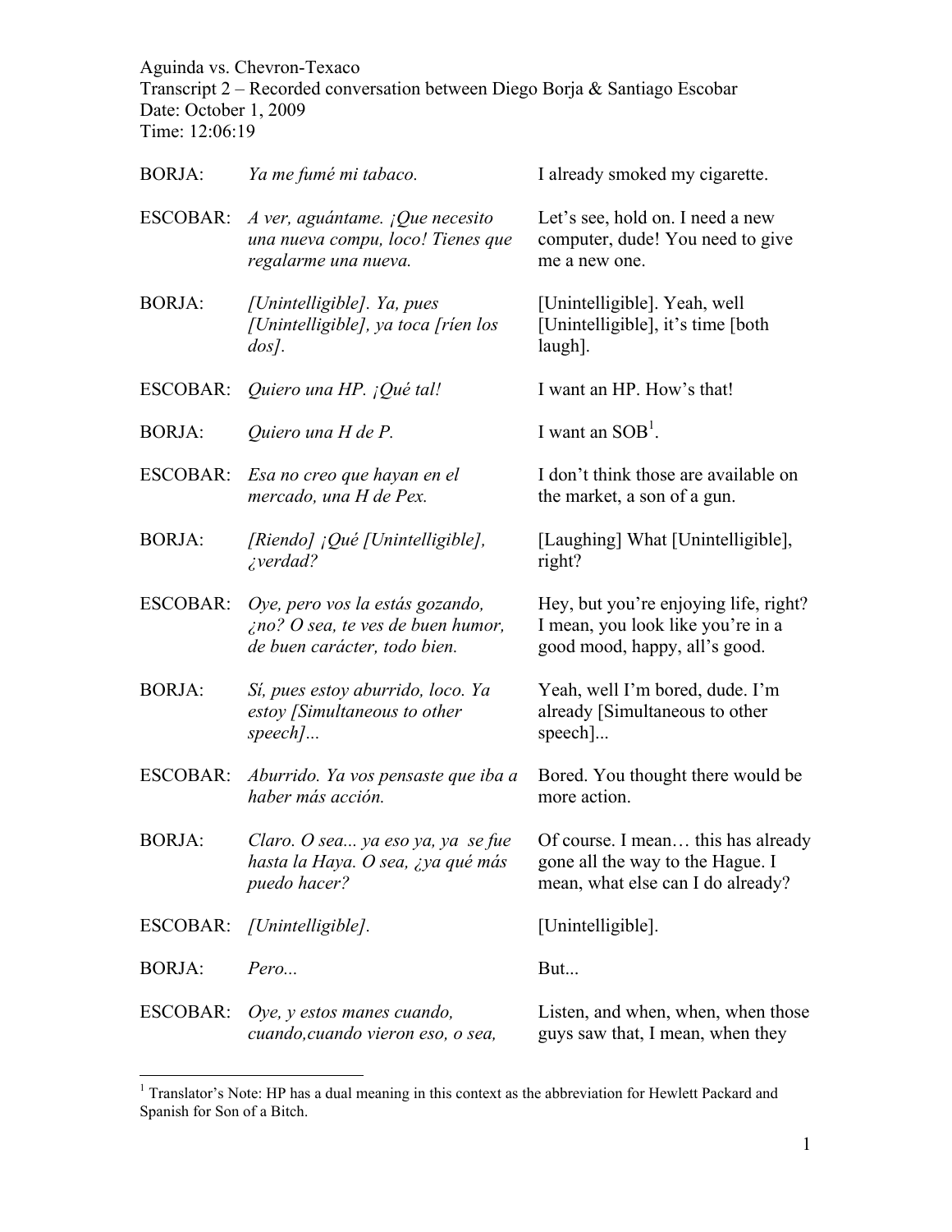Aguinda vs. Chevron-Texaco
Transcript 2 – Recorded conversation between Diego Borja & Santiago Escobar
Date: October 1, 2009
Time: 12:06:19

| Speaker | Spanish | English |
|---|---|---|
| BORJA: | *Ya me fumé mi tabaco.* | I already smoked my cigarette. |
| ESCOBAR: | *A ver, aguántame. ¡Que necesito una nueva compu, loco! Tienes que regalarme una nueva.* | Let's see, hold on. I need a new computer, dude! You need to give me a new one. |
| BORJA: | *[Unintelligible]. Ya, pues [Unintelligible], ya toca [ríen los dos].* | [Unintelligible]. Yeah, well [Unintelligible], it's time [both laugh]. |
| ESCOBAR: | *Quiero una HP. ¡Qué tal!* | I want an HP. How's that! |
| BORJA: | *Quiero una H de P.* | I want an SOB[1]. |
| ESCOBAR: | *Esa no creo que hayan en el mercado, una H de Pex.* | I don't think those are available on the market, a son of a gun. |
| BORJA: | *[Riendo] ¡Qué [Unintelligible], ¿verdad?* | [Laughing] What [Unintelligible], right? |
| ESCOBAR: | *Oye, pero vos la estás gozando, ¿no? O sea, te ves de buen humor, de buen carácter, todo bien.* | Hey, but you're enjoying life, right? I mean, you look like you're in a good mood, happy, all's good. |
| BORJA: | *Sí, pues estoy aburrido, loco. Ya estoy [Simultaneous to other speech]...* | Yeah, well I'm bored, dude. I'm already [Simultaneous to other speech]... |
| ESCOBAR: | *Aburrido. Ya vos pensaste que iba a haber más acción.* | Bored. You thought there would be more action. |
| BORJA: | *Claro. O sea... ya eso ya, ya se fue hasta la Haya. O sea, ¿ya qué más puedo hacer?* | Of course. I mean… this has already gone all the way to the Hague. I mean, what else can I do already? |
| ESCOBAR: | *[Unintelligible].* | [Unintelligible]. |
| BORJA: | *Pero...* | But... |
| ESCOBAR: | *Oye, y estos manes cuando, cuando,cuando vieron eso, o sea,* | Listen, and when, when, when those guys saw that, I mean, when they |

[1] Translator's Note: HP has a dual meaning in this context as the abbreviation for Hewlett Packard and Spanish for Son of a Bitch.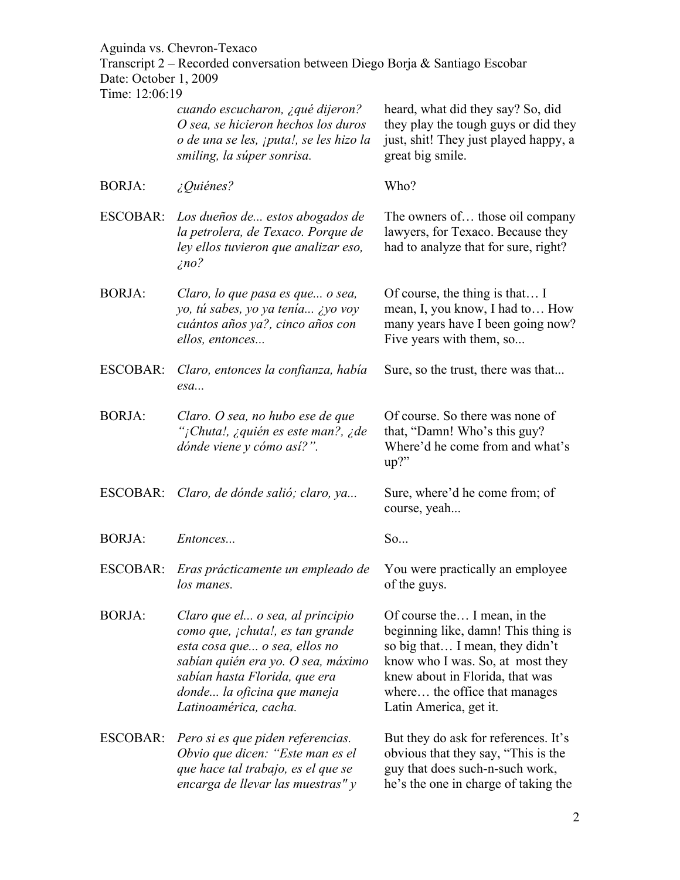| Speaker | Spanish | English |
| --- | --- | --- |
| | *cuando escucharon, ¿qué dijeron? O sea, se hicieron hechos los duros o de una se les, ¡puta!, se les hizo la smiling, la súper sonrisa.* | heard, what did they say? So, did they play the tough guys or did they just, shit! They just played happy, a great big smile. |
| BORJA: | *¿Quiénes?* | Who? |
| ESCOBAR: | *Los dueños de... estos abogados de la petrolera, de Texaco. Porque de ley ellos tuvieron que analizar eso, ¿no?* | The owners of… those oil company lawyers, for Texaco. Because they had to analyze that for sure, right? |
| BORJA: | *Claro, lo que pasa es que... o sea, yo, tú sabes, yo ya tenía... ¿yo voy cuántos años ya?, cinco años con ellos, entonces...* | Of course, the thing is that… I mean, I, you know, I had to… How many years have I been going now? Five years with them, so... |
| ESCOBAR: | *Claro, entonces la confianza, había esa...* | Sure, so the trust, there was that... |
| BORJA: | *Claro. O sea, no hubo ese de que "¡Chuta!, ¿quién es este man?, ¿de dónde viene y cómo así?".* | Of course. So there was none of that, "Damn! Who's this guy? Where'd he come from and what's up?" |
| ESCOBAR: | *Claro, de dónde salió; claro, ya...* | Sure, where'd he come from; of course, yeah... |
| BORJA: | *Entonces...* | So... |
| ESCOBAR: | *Eras prácticamente un empleado de los manes.* | You were practically an employee of the guys. |
| BORJA: | *Claro que el... o sea, al principio como que, ¡chuta!, es tan grande esta cosa que... o sea, ellos no sabían quién era yo. O sea, máximo sabían hasta Florida, que era donde... la oficina que maneja Latinoamérica, cacha.* | Of course the… I mean, in the beginning like, damn! This thing is so big that… I mean, they didn't know who I was. So, at most they knew about in Florida, that was where… the office that manages Latin America, get it. |
| ESCOBAR: | *Pero si es que piden referencias. Obvio que dicen: "Este man es el que hace tal trabajo, es el que se encarga de llevar las muestras" y* | But they do ask for references. It's obvious that they say, "This is the guy that does such-n-such work, he's the one in charge of taking the |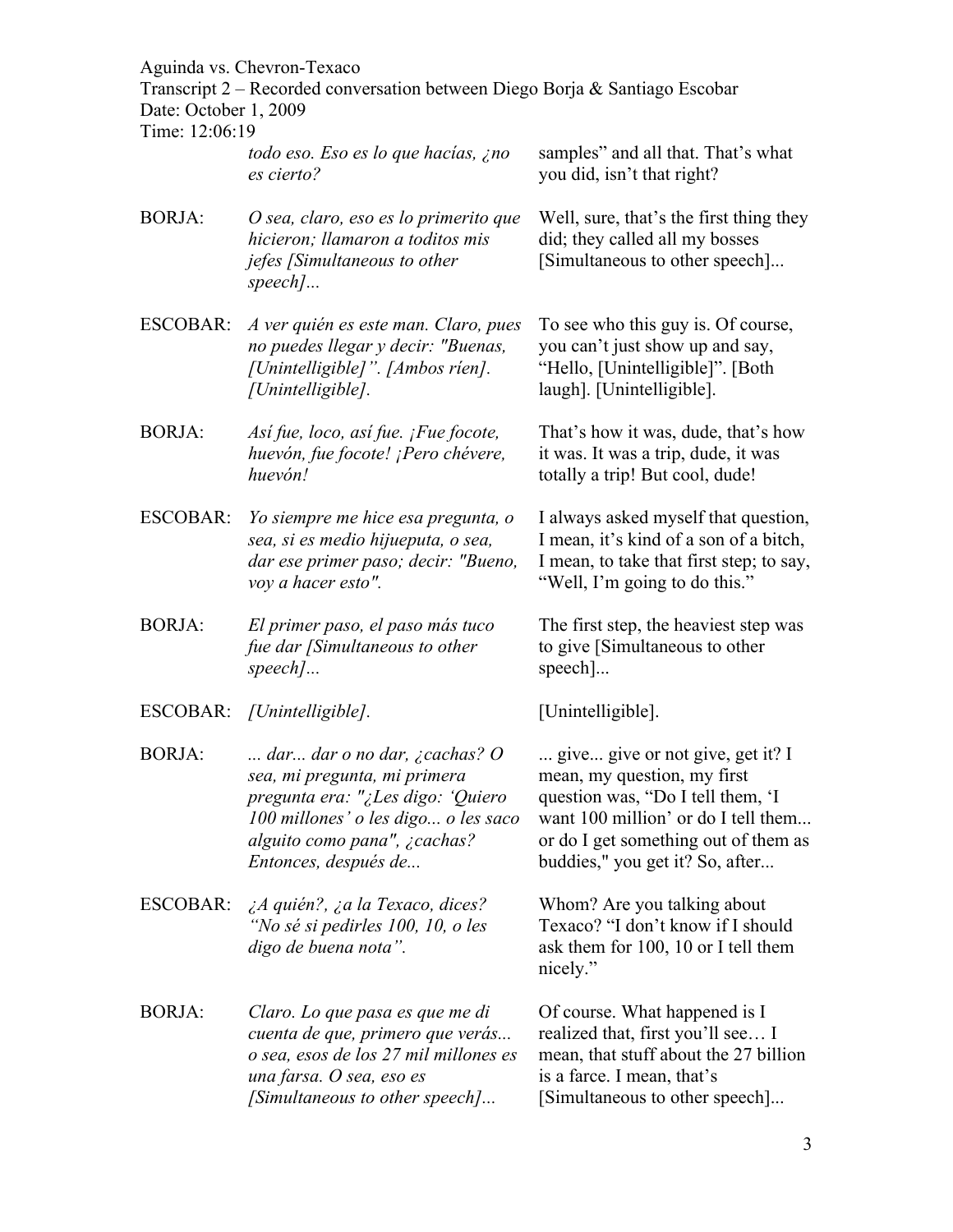| | | |
|---|---|---|
| | *todo eso. Eso es lo que hacías, ¿no es cierto?* | samples" and all that. That's what you did, isn't that right? |
| BORJA: | *O sea, claro, eso es lo primerito que hicieron; llamaron a toditos mis jefes [Simultaneous to other speech]...* | Well, sure, that's the first thing they did; they called all my bosses [Simultaneous to other speech]... |
| ESCOBAR: | *A ver quién es este man. Claro, pues no puedes llegar y decir: "Buenas, [Unintelligible]". [Ambos ríen]. [Unintelligible].* | To see who this guy is. Of course, you can't just show up and say, "Hello, [Unintelligible]". [Both laugh]. [Unintelligible]. |
| BORJA: | *Así fue, loco, así fue. ¡Fue focote, huevón, fue focote! ¡Pero chévere, huevón!* | That's how it was, dude, that's how it was. It was a trip, dude, it was totally a trip! But cool, dude! |
| ESCOBAR: | *Yo siempre me hice esa pregunta, o sea, si es medio hijueputa, o sea, dar ese primer paso; decir: "Bueno, voy a hacer esto".* | I always asked myself that question, I mean, it's kind of a son of a bitch, I mean, to take that first step; to say, "Well, I'm going to do this." |
| BORJA: | *El primer paso, el paso más tuco fue dar [Simultaneous to other speech]...* | The first step, the heaviest step was to give [Simultaneous to other speech]... |
| ESCOBAR: | *[Unintelligible].* | [Unintelligible]. |
| BORJA: | *... dar... dar o no dar, ¿cachas? O sea, mi pregunta, mi primera pregunta era: "¿Les digo: 'Quiero 100 millones' o les digo... o les saco alguito como pana", ¿cachas? Entonces, después de...* | ... give... give or not give, get it? I mean, my question, my first question was, "Do I tell them, 'I want 100 million' or do I tell them... or do I get something out of them as buddies," you get it? So, after... |
| ESCOBAR: | *¿A quién?, ¿a la Texaco, dices? "No sé si pedirles 100, 10, o les digo de buena nota".* | Whom? Are you talking about Texaco? "I don't know if I should ask them for 100, 10 or I tell them nicely." |
| BORJA: | *Claro. Lo que pasa es que me di cuenta de que, primero que verás... o sea, esos de los 27 mil millones es una farsa. O sea, eso es [Simultaneous to other speech]...* | Of course. What happened is I realized that, first you'll see… I mean, that stuff about the 27 billion is a farce. I mean, that's [Simultaneous to other speech]... |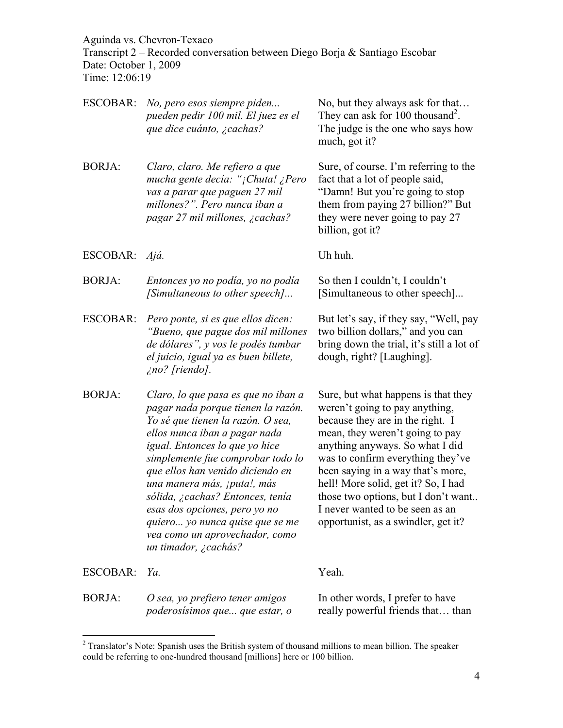Aguinda vs. Chevron-Texaco
Transcript 2 – Recorded conversation between Diego Borja & Santiago Escobar
Date: October 1, 2009
Time: 12:06:19

| | | |
|---|---|---|
| ESCOBAR: | *No, pero esos siempre piden... pueden pedir 100 mil. El juez es el que dice cuánto, ¿cachas?* | No, but they always ask for that… They can ask for 100 thousand[2]. The judge is the one who says how much, got it? |
| BORJA: | *Claro, claro. Me refiero a que mucha gente decía: "¡Chuta! ¿Pero vas a parar que paguen 27 mil millones?". Pero nunca iban a pagar 27 mil millones, ¿cachas?* | Sure, of course. I'm referring to the fact that a lot of people said, "Damn! But you're going to stop them from paying 27 billion?" But they were never going to pay 27 billion, got it? |
| ESCOBAR: | *Ajá.* | Uh huh. |
| BORJA: | *Entonces yo no podía, yo no podía [Simultaneous to other speech]...* | So then I couldn't, I couldn't [Simultaneous to other speech]... |
| ESCOBAR: | *Pero ponte, si es que ellos dicen: "Bueno, que pague dos mil millones de dólares", y vos le podés tumbar el juicio, igual ya es buen billete, ¿no? [riendo].* | But let's say, if they say, "Well, pay two billion dollars," and you can bring down the trial, it's still a lot of dough, right? [Laughing]. |
| BORJA: | *Claro, lo que pasa es que no iban a pagar nada porque tienen la razón. Yo sé que tienen la razón. O sea, ellos nunca iban a pagar nada igual. Entonces lo que yo hice simplemente fue comprobar todo lo que ellos han venido diciendo en una manera más, ¡puta!, más sólida, ¿cachas? Entonces, tenía esas dos opciones, pero yo no quiero... yo nunca quise que se me vea como un aprovechador, como un timador, ¿cachás?* | Sure, but what happens is that they weren't going to pay anything, because they are in the right. I mean, they weren't going to pay anything anyways. So what I did was to confirm everything they've been saying in a way that's more, hell! More solid, get it? So, I had those two options, but I don't want.. I never wanted to be seen as an opportunist, as a swindler, get it? |
| ESCOBAR: | *Ya.* | Yeah. |
| BORJA: | *O sea, yo prefiero tener amigos poderosísimos que... que estar, o* | In other words, I prefer to have really powerful friends that… than |

[2] Translator's Note: Spanish uses the British system of thousand millions to mean billion. The speaker could be referring to one-hundred thousand [millions] here or 100 billion.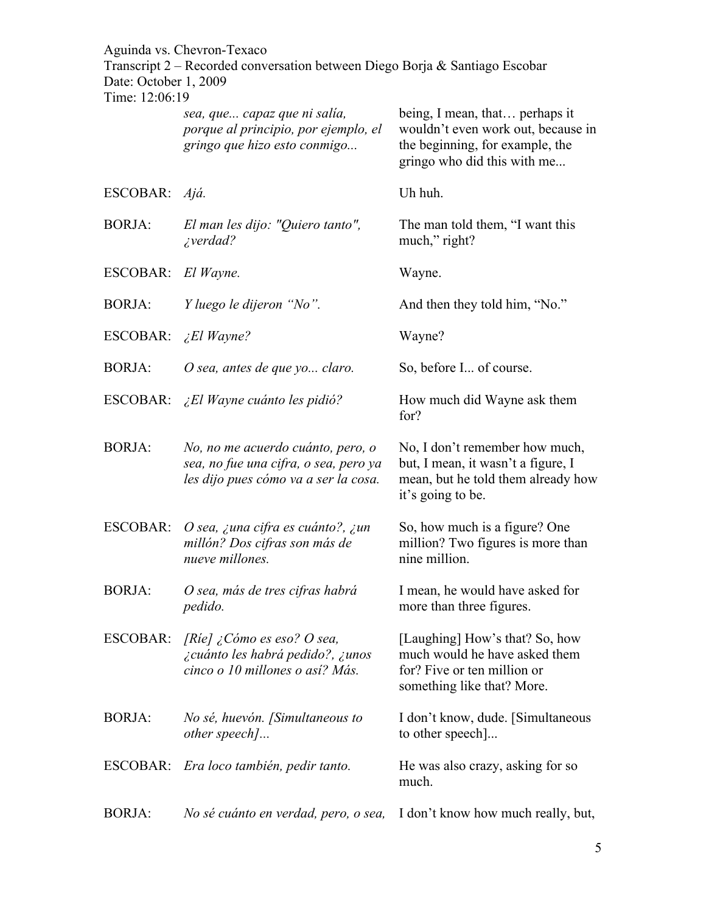| | | |
|---|---|---|
| | *sea, que... capaz que ni salía, porque al principio, por ejemplo, el gringo que hizo esto conmigo...* | being, I mean, that… perhaps it wouldn't even work out, because in the beginning, for example, the gringo who did this with me... |
| ESCOBAR: | *Ajá.* | Uh huh. |
| BORJA: | *El man les dijo: "Quiero tanto", ¿verdad?* | The man told them, "I want this much," right? |
| ESCOBAR: | *El Wayne.* | Wayne. |
| BORJA: | *Y luego le dijeron "No".* | And then they told him, "No." |
| ESCOBAR: | *¿El Wayne?* | Wayne? |
| BORJA: | *O sea, antes de que yo... claro.* | So, before I... of course. |
| ESCOBAR: | *¿El Wayne cuánto les pidió?* | How much did Wayne ask them for? |
| BORJA: | *No, no me acuerdo cuánto, pero, o sea, no fue una cifra, o sea, pero ya les dijo pues cómo va a ser la cosa.* | No, I don't remember how much, but, I mean, it wasn't a figure, I mean, but he told them already how it's going to be. |
| ESCOBAR: | *O sea, ¿una cifra es cuánto?, ¿un millón? Dos cifras son más de nueve millones.* | So, how much is a figure? One million? Two figures is more than nine million. |
| BORJA: | *O sea, más de tres cifras habrá pedido.* | I mean, he would have asked for more than three figures. |
| ESCOBAR: | *[Ríe] ¿Cómo es eso? O sea, ¿cuánto les habrá pedido?, ¿unos cinco o 10 millones o así? Más.* | [Laughing] How's that? So, how much would he have asked them for? Five or ten million or something like that? More. |
| BORJA: | *No sé, huevón. [Simultaneous to other speech]...* | I don't know, dude. [Simultaneous to other speech]... |
| ESCOBAR: | *Era loco también, pedir tanto.* | He was also crazy, asking for so much. |
| BORJA: | *No sé cuánto en verdad, pero, o sea,* | I don't know how much really, but, |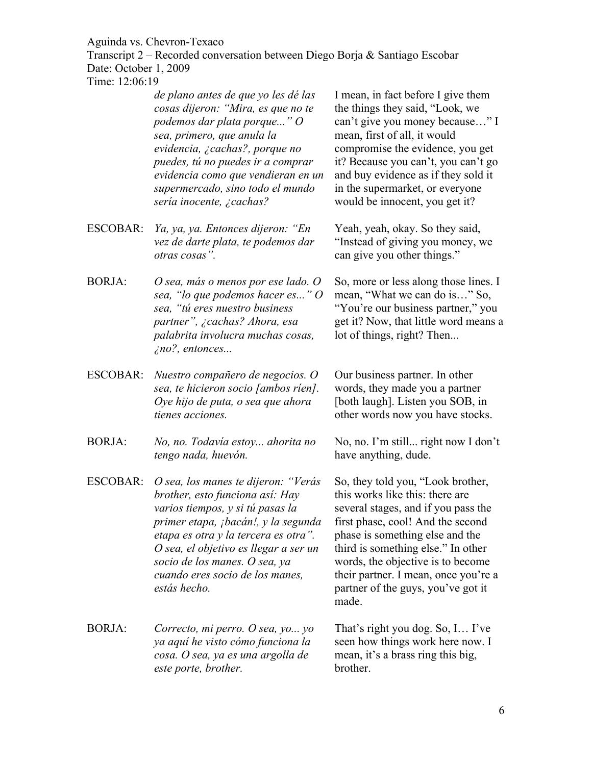| | | |
|---|---|---|
| | *de plano antes de que yo les dé las cosas dijeron: "Mira, es que no te podemos dar plata porque..." O sea, primero, que anula la evidencia, ¿cachas?, porque no puedes, tú no puedes ir a comprar evidencia como que vendieran en un supermercado, sino todo el mundo sería inocente, ¿cachas?* | I mean, in fact before I give them the things they said, "Look, we can't give you money because…" I mean, first of all, it would compromise the evidence, you get it? Because you can't, you can't go and buy evidence as if they sold it in the supermarket, or everyone would be innocent, you get it? |
| ESCOBAR: | *Ya, ya, ya. Entonces dijeron: "En vez de darte plata, te podemos dar otras cosas".* | Yeah, yeah, okay. So they said, "Instead of giving you money, we can give you other things." |
| BORJA: | *O sea, más o menos por ese lado. O sea, "lo que podemos hacer es..." O sea, "tú eres nuestro business partner", ¿cachas? Ahora, esa palabrita involucra muchas cosas, ¿no?, entonces...* | So, more or less along those lines. I mean, "What we can do is…" So, "You're our business partner," you get it? Now, that little word means a lot of things, right? Then... |
| ESCOBAR: | *Nuestro compañero de negocios. O sea, te hicieron socio [ambos ríen]. Oye hijo de puta, o sea que ahora tienes acciones.* | Our business partner. In other words, they made you a partner [both laugh]. Listen you SOB, in other words now you have stocks. |
| BORJA: | *No, no. Todavía estoy... ahorita no tengo nada, huevón.* | No, no. I'm still... right now I don't have anything, dude. |
| ESCOBAR: | *O sea, los manes te dijeron: "Verás brother, esto funciona así: Hay varios tiempos, y si tú pasas la primer etapa, ¡bacán!, y la segunda etapa es otra y la tercera es otra". O sea, el objetivo es llegar a ser un socio de los manes. O sea, ya cuando eres socio de los manes, estás hecho.* | So, they told you, "Look brother, this works like this: there are several stages, and if you pass the first phase, cool! And the second phase is something else and the third is something else." In other words, the objective is to become their partner. I mean, once you're a partner of the guys, you've got it made. |
| BORJA: | *Correcto, mi perro. O sea, yo... yo ya aquí he visto cómo funciona la cosa. O sea, ya es una argolla de este porte, brother.* | That's right you dog. So, I… I've seen how things work here now. I mean, it's a brass ring this big, brother. |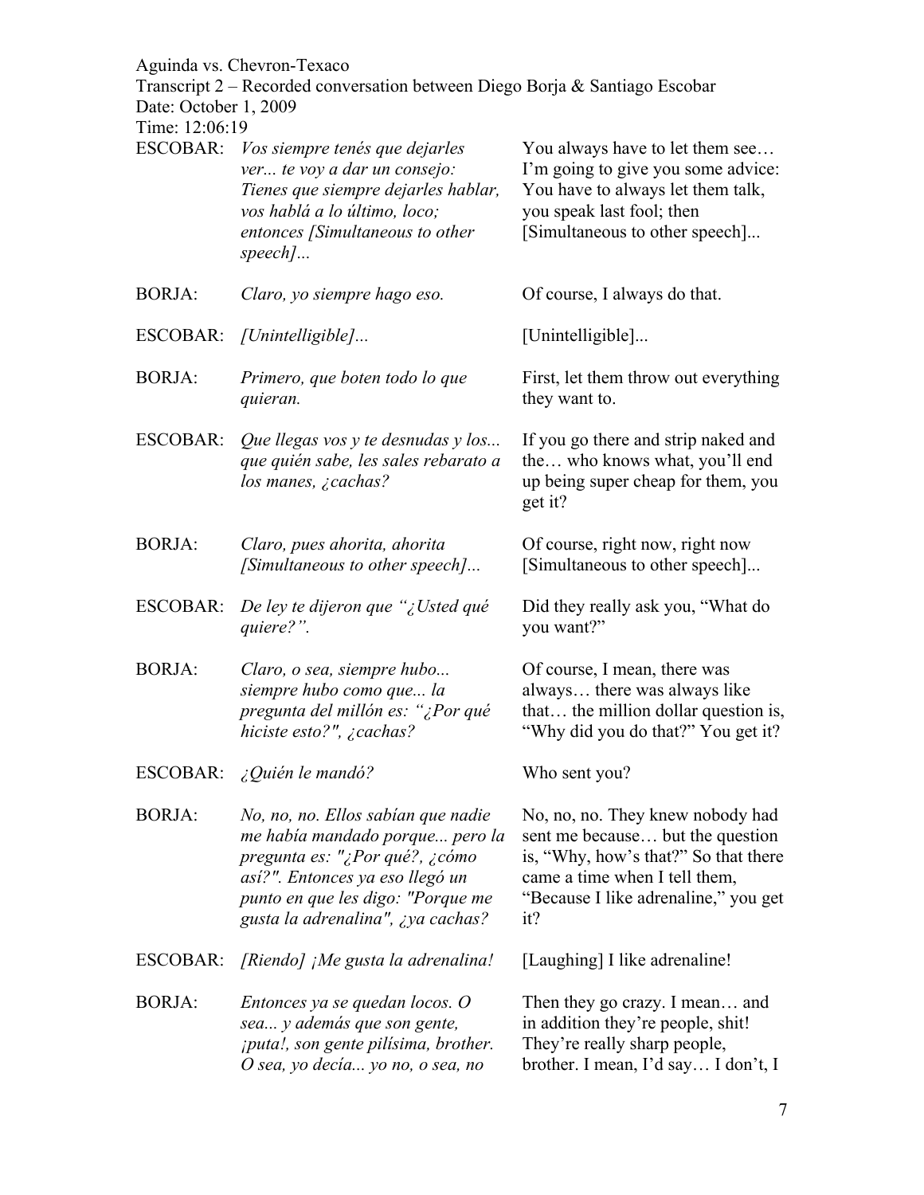Aguinda vs. Chevron-Texaco
Transcript 2 – Recorded conversation between Diego Borja & Santiago Escobar
Date: October 1, 2009
Time: 12:06:19

| | | |
|---|---|---|
| ESCOBAR: | *Vos siempre tenés que dejarles ver... te voy a dar un consejo: Tienes que siempre dejarles hablar, vos hablá a lo último, loco; entonces [Simultaneous to other speech]...* | You always have to let them see… I'm going to give you some advice: You have to always let them talk, you speak last fool; then [Simultaneous to other speech]... |
| BORJA: | *Claro, yo siempre hago eso.* | Of course, I always do that. |
| ESCOBAR: | *[Unintelligible]...* | [Unintelligible]... |
| BORJA: | *Primero, que boten todo lo que quieran.* | First, let them throw out everything they want to. |
| ESCOBAR: | *Que llegas vos y te desnudas y los... que quién sabe, les sales rebarato a los manes, ¿cachas?* | If you go there and strip naked and the… who knows what, you'll end up being super cheap for them, you get it? |
| BORJA: | *Claro, pues ahorita, ahorita [Simultaneous to other speech]...* | Of course, right now, right now [Simultaneous to other speech]... |
| ESCOBAR: | *De ley te dijeron que "¿Usted qué quiere?".* | Did they really ask you, "What do you want?" |
| BORJA: | *Claro, o sea, siempre hubo... siempre hubo como que... la pregunta del millón es: "¿Por qué hiciste esto?", ¿cachas?* | Of course, I mean, there was always… there was always like that… the million dollar question is, "Why did you do that?" You get it? |
| ESCOBAR: | *¿Quién le mandó?* | Who sent you? |
| BORJA: | *No, no, no. Ellos sabían que nadie me había mandado porque... pero la pregunta es: "¿Por qué?, ¿cómo así?". Entonces ya eso llegó un punto en que les digo: "Porque me gusta la adrenalina", ¿ya cachas?* | No, no, no. They knew nobody had sent me because… but the question is, "Why, how's that?" So that there came a time when I tell them, "Because I like adrenaline," you get it? |
| ESCOBAR: | *[Riendo] ¡Me gusta la adrenalina!* | [Laughing] I like adrenaline! |
| BORJA: | *Entonces ya se quedan locos. O sea... y además que son gente, ¡puta!, son gente pilísima, brother. O sea, yo decía... yo no, o sea, no* | Then they go crazy. I mean… and in addition they're people, shit! They're really sharp people, brother. I mean, I'd say… I don't, I |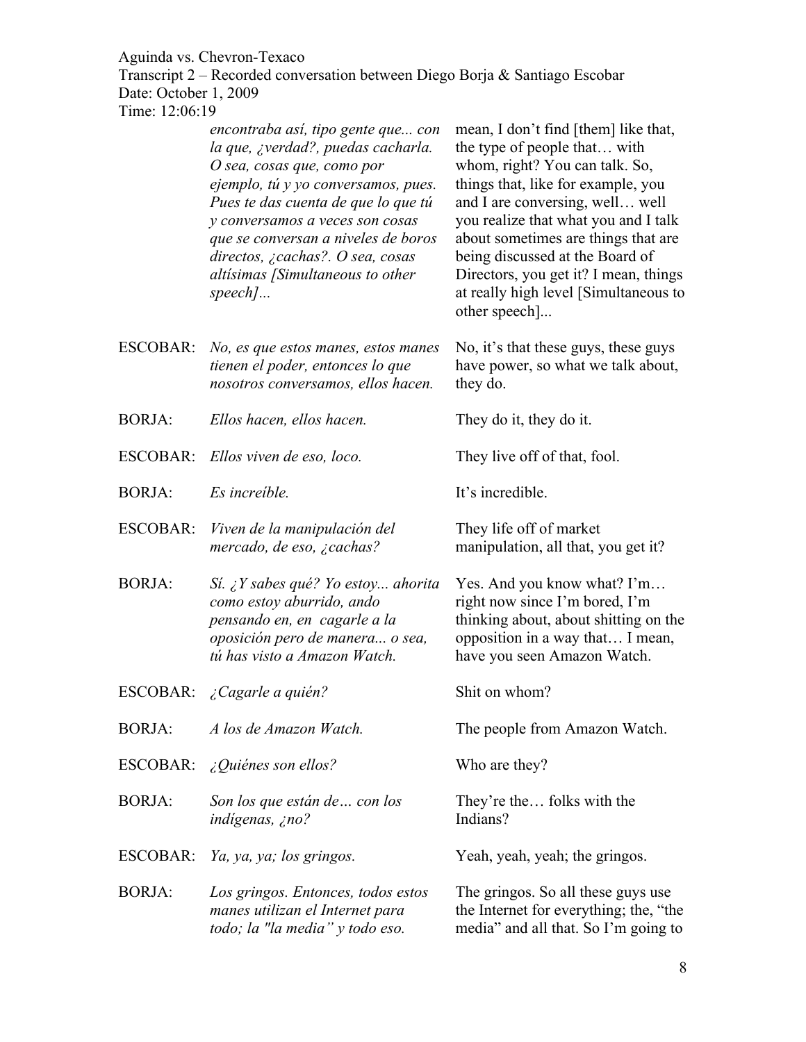| | | |
|---|---|---|
| | *encontraba así, tipo gente que... con la que, ¿verdad?, puedas cacharla. O sea, cosas que, como por ejemplo, tú y yo conversamos, pues. Pues te das cuenta de que lo que tú y conversamos a veces son cosas que se conversan a niveles de boros directos, ¿cachas?. O sea, cosas altísimas [Simultaneous to other speech]...* | mean, I don't find [them] like that, the type of people that… with whom, right? You can talk. So, things that, like for example, you and I are conversing, well… well you realize that what you and I talk about sometimes are things that are being discussed at the Board of Directors, you get it? I mean, things at really high level [Simultaneous to other speech]... |
| ESCOBAR: | *No, es que estos manes, estos manes tienen el poder, entonces lo que nosotros conversamos, ellos hacen.* | No, it's that these guys, these guys have power, so what we talk about, they do. |
| BORJA: | *Ellos hacen, ellos hacen.* | They do it, they do it. |
| ESCOBAR: | *Ellos viven de eso, loco.* | They live off of that, fool. |
| BORJA: | *Es increíble.* | It's incredible. |
| ESCOBAR: | *Viven de la manipulación del mercado, de eso, ¿cachas?* | They life off of market manipulation, all that, you get it? |
| BORJA: | *Sí. ¿Y sabes qué? Yo estoy... ahorita como estoy aburrido, ando pensando en, en cagarle a la oposición pero de manera... o sea, tú has visto a Amazon Watch.* | Yes. And you know what? I'm… right now since I'm bored, I'm thinking about, about shitting on the opposition in a way that… I mean, have you seen Amazon Watch. |
| ESCOBAR: | *¿Cagarle a quién?* | Shit on whom? |
| BORJA: | *A los de Amazon Watch.* | The people from Amazon Watch. |
| ESCOBAR: | *¿Quiénes son ellos?* | Who are they? |
| BORJA: | *Son los que están de… con los indígenas, ¿no?* | They're the… folks with the Indians? |
| ESCOBAR: | *Ya, ya, ya; los gringos.* | Yeah, yeah, yeah; the gringos. |
| BORJA: | *Los gringos. Entonces, todos estos manes utilizan el Internet para todo; la "la media" y todo eso.* | The gringos. So all these guys use the Internet for everything; the, "the media" and all that. So I'm going to |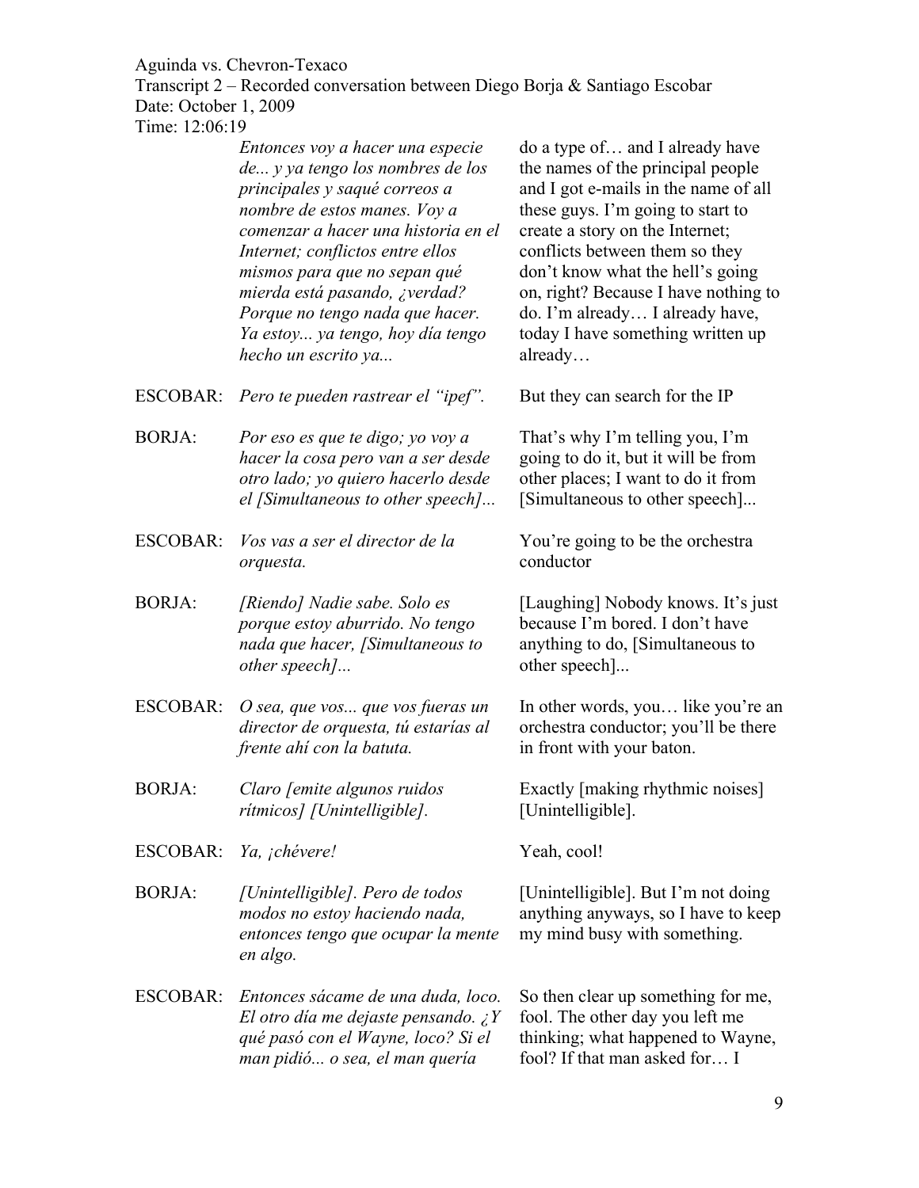Aguinda vs. Chevron-Texaco
Transcript 2 – Recorded conversation between Diego Borja & Santiago Escobar
Date: October 1, 2009
Time: 12:06:19

| Speaker | Spanish | English |
|---|---|---|
| | *Entonces voy a hacer una especie de... y ya tengo los nombres de los principales y saqué correos a nombre de estos manes. Voy a comenzar a hacer una historia en el Internet; conflictos entre ellos mismos para que no sepan qué mierda está pasando, ¿verdad? Porque no tengo nada que hacer. Ya estoy... ya tengo, hoy día tengo hecho un escrito ya...* | do a type of… and I already have the names of the principal people and I got e-mails in the name of all these guys. I'm going to start to create a story on the Internet; conflicts between them so they don't know what the hell's going on, right? Because I have nothing to do. I'm already… I already have, today I have something written up already… |
| ESCOBAR: | *Pero te pueden rastrear el "ipef".* | But they can search for the IP |
| BORJA: | *Por eso es que te digo; yo voy a hacer la cosa pero van a ser desde otro lado; yo quiero hacerlo desde el [Simultaneous to other speech]...* | That's why I'm telling you, I'm going to do it, but it will be from other places; I want to do it from [Simultaneous to other speech]... |
| ESCOBAR: | *Vos vas a ser el director de la orquesta.* | You're going to be the orchestra conductor |
| BORJA: | *[Riendo] Nadie sabe. Solo es porque estoy aburrido. No tengo nada que hacer, [Simultaneous to other speech]...* | [Laughing] Nobody knows. It's just because I'm bored. I don't have anything to do, [Simultaneous to other speech]... |
| ESCOBAR: | *O sea, que vos... que vos fueras un director de orquesta, tú estarías al frente ahí con la batuta.* | In other words, you… like you're an orchestra conductor; you'll be there in front with your baton. |
| BORJA: | *Claro [emite algunos ruidos rítmicos] [Unintelligible].* | Exactly [making rhythmic noises] [Unintelligible]. |
| ESCOBAR: | *Ya, ¡chévere!* | Yeah, cool! |
| BORJA: | *[Unintelligible]. Pero de todos modos no estoy haciendo nada, entonces tengo que ocupar la mente en algo.* | [Unintelligible]. But I'm not doing anything anyways, so I have to keep my mind busy with something. |
| ESCOBAR: | *Entonces sácame de una duda, loco. El otro día me dejaste pensando. ¿Y qué pasó con el Wayne, loco? Si el man pidió... o sea, el man quería* | So then clear up something for me, fool. The other day you left me thinking; what happened to Wayne, fool? If that man asked for… I |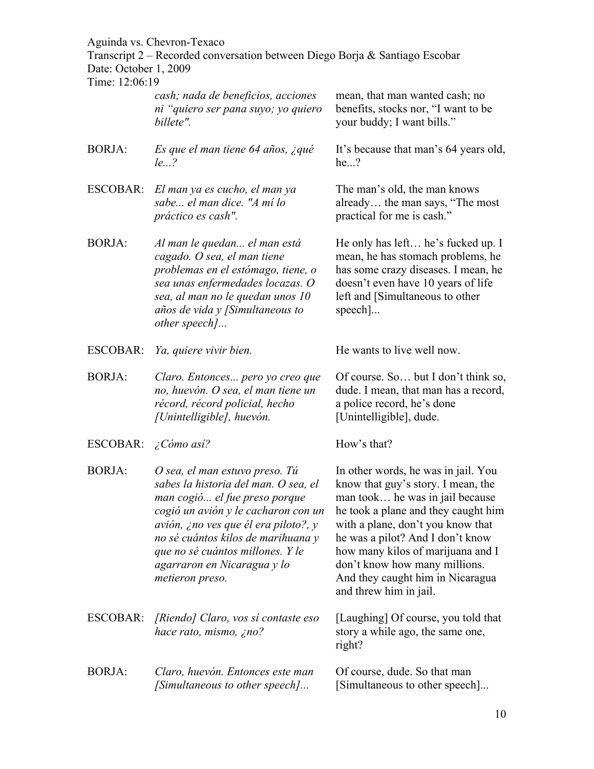| | | |
|---|---|---|
| | *cash; nada de beneficios, acciones ni "quiero ser pana suyo; yo quiero billete".* | mean, that man wanted cash; no benefits, stocks nor, "I want to be your buddy; I want bills." |
| BORJA: | *Es que el man tiene 64 años, ¿qué le...?* | It's because that man's 64 years old, he...? |
| ESCOBAR: | *El man ya es cucho, el man ya sabe... el man dice. "A mí lo práctico es cash".* | The man's old, the man knows already… the man says, "The most practical for me is cash." |
| BORJA: | *Al man le quedan... el man está cagado. O sea, el man tiene problemas en el estómago, tiene, o sea unas enfermedades locazas. O sea, al man no le quedan unos 10 años de vida y [Simultaneous to other speech]...* | He only has left… he's fucked up. I mean, he has stomach problems, he has some crazy diseases. I mean, he doesn't even have 10 years of life left and [Simultaneous to other speech]... |
| ESCOBAR: | *Ya, quiere vivir bien.* | He wants to live well now. |
| BORJA: | *Claro. Entonces... pero yo creo que no, huevón. O sea, el man tiene un récord, récord policial, hecho [Unintelligible], huevón.* | Of course. So… but I don't think so, dude. I mean, that man has a record, a police record, he's done [Unintelligible], dude. |
| ESCOBAR: | *¿Cómo así?* | How's that? |
| BORJA: | *O sea, el man estuvo preso. Tú sabes la historia del man. O sea, el man cogió... el fue preso porque cogió un avión y le cacharon con un avión, ¿no ves que él era piloto?, y no sé cuántos kilos de marihuana y que no sé cuántos millones. Y le agarraron en Nicaragua y lo metieron preso.* | In other words, he was in jail. You know that guy's story. I mean, the man took… he was in jail because he took a plane and they caught him with a plane, don't you know that he was a pilot? And I don't know how many kilos of marijuana and I don't know how many millions. And they caught him in Nicaragua and threw him in jail. |
| ESCOBAR: | *[Riendo] Claro, vos sí contaste eso hace rato, mismo, ¿no?* | [Laughing] Of course, you told that story a while ago, the same one, right? |
| BORJA: | *Claro, huevón. Entonces este man [Simultaneous to other speech]...* | Of course, dude. So that man [Simultaneous to other speech]... |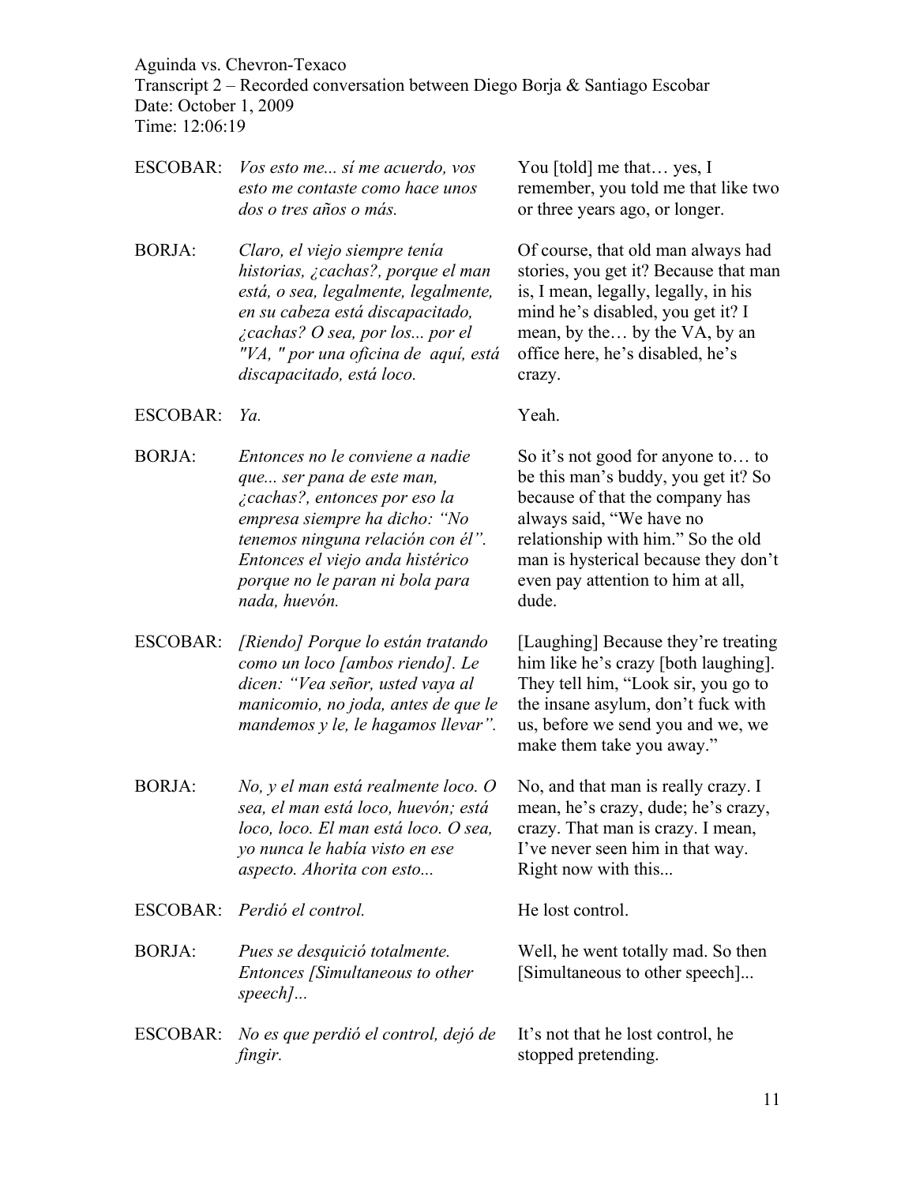Aguinda vs. Chevron-Texaco
Transcript 2 – Recorded conversation between Diego Borja & Santiago Escobar
Date: October 1, 2009
Time: 12:06:19

| Speaker | Spanish | English |
|---|---|---|
| ESCOBAR: | *Vos esto me... sí me acuerdo, vos esto me contaste como hace unos dos o tres años o más.* | You [told] me that… yes, I remember, you told me that like two or three years ago, or longer. |
| BORJA: | *Claro, el viejo siempre tenía historias, ¿cachas?, porque el man está, o sea, legalmente, legalmente, en su cabeza está discapacitado, ¿cachas? O sea, por los... por el "VA, " por una oficina de aquí, está discapacitado, está loco.* | Of course, that old man always had stories, you get it? Because that man is, I mean, legally, legally, in his mind he's disabled, you get it? I mean, by the… by the VA, by an office here, he's disabled, he's crazy. |
| ESCOBAR: | *Ya.* | Yeah. |
| BORJA: | *Entonces no le conviene a nadie que... ser pana de este man, ¿cachas?, entonces por eso la empresa siempre ha dicho: "No tenemos ninguna relación con él". Entonces el viejo anda histérico porque no le paran ni bola para nada, huevón.* | So it's not good for anyone to… to be this man's buddy, you get it? So because of that the company has always said, "We have no relationship with him." So the old man is hysterical because they don't even pay attention to him at all, dude. |
| ESCOBAR: | *[Riendo] Porque lo están tratando como un loco [ambos riendo]. Le dicen: "Vea señor, usted vaya al manicomio, no joda, antes de que le mandemos y le, le hagamos llevar".* | [Laughing] Because they're treating him like he's crazy [both laughing]. They tell him, "Look sir, you go to the insane asylum, don't fuck with us, before we send you and we, we make them take you away." |
| BORJA: | *No, y el man está realmente loco. O sea, el man está loco, huevón; está loco, loco. El man está loco. O sea, yo nunca le había visto en ese aspecto. Ahorita con esto...* | No, and that man is really crazy. I mean, he's crazy, dude; he's crazy, crazy. That man is crazy. I mean, I've never seen him in that way. Right now with this... |
| ESCOBAR: | *Perdió el control.* | He lost control. |
| BORJA: | *Pues se desquició totalmente. Entonces [Simultaneous to other speech]...* | Well, he went totally mad. So then [Simultaneous to other speech]... |
| ESCOBAR: | *No es que perdió el control, dejó de fingir.* | It's not that he lost control, he stopped pretending. |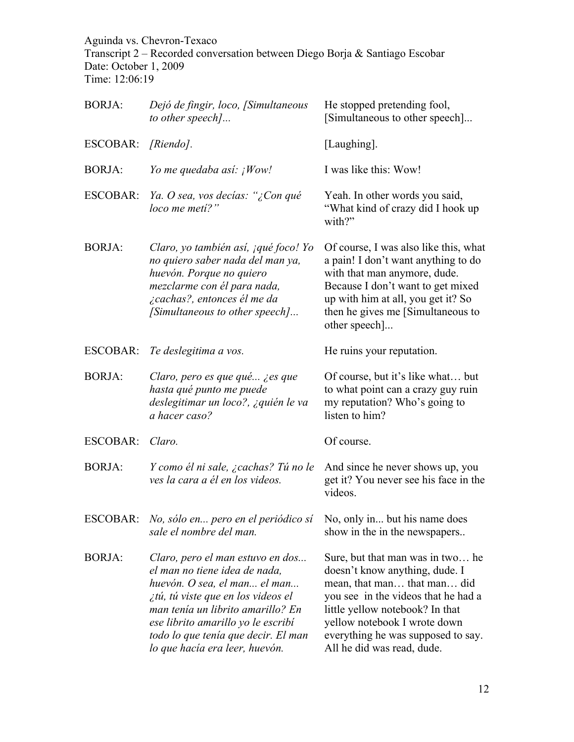Aguinda vs. Chevron-Texaco
Transcript 2 – Recorded conversation between Diego Borja & Santiago Escobar
Date: October 1, 2009
Time: 12:06:19

| Speaker | Spanish | English |
|---|---|---|
| BORJA: | *Dejó de fingir, loco, [Simultaneous to other speech]...* | He stopped pretending fool, [Simultaneous to other speech]... |
| ESCOBAR: | *[Riendo].* | [Laughing]. |
| BORJA: | *Yo me quedaba así: ¡Wow!* | I was like this: Wow! |
| ESCOBAR: | *Ya. O sea, vos decías: "¿Con qué loco me metí?"* | Yeah. In other words you said, "What kind of crazy did I hook up with?" |
| BORJA: | *Claro, yo también así, ¡qué foco! Yo no quiero saber nada del man ya, huevón. Porque no quiero mezclarme con él para nada, ¿cachas?, entonces él me da [Simultaneous to other speech]...* | Of course, I was also like this, what a pain! I don't want anything to do with that man anymore, dude. Because I don't want to get mixed up with him at all, you get it? So then he gives me [Simultaneous to other speech]... |
| ESCOBAR: | *Te deslegitima a vos.* | He ruins your reputation. |
| BORJA: | *Claro, pero es que qué... ¿es que hasta qué punto me puede deslegitimar un loco?, ¿quién le va a hacer caso?* | Of course, but it's like what… but to what point can a crazy guy ruin my reputation? Who's going to listen to him? |
| ESCOBAR: | *Claro.* | Of course. |
| BORJA: | *Y como él ni sale, ¿cachas? Tú no le ves la cara a él en los videos.* | And since he never shows up, you get it? You never see his face in the videos. |
| ESCOBAR: | *No, sólo en... pero en el periódico sí sale el nombre del man.* | No, only in... but his name does show in the in the newspapers.. |
| BORJA: | *Claro, pero el man estuvo en dos... el man no tiene idea de nada, huevón. O sea, el man... el man... ¿tú, tú viste que en los videos el man tenía un librito amarillo? En ese librito amarillo yo le escribí todo lo que tenía que decir. El man lo que hacía era leer, huevón.* | Sure, but that man was in two… he doesn't know anything, dude. I mean, that man… that man… did you see in the videos that he had a little yellow notebook? In that yellow notebook I wrote down everything he was supposed to say. All he did was read, dude. |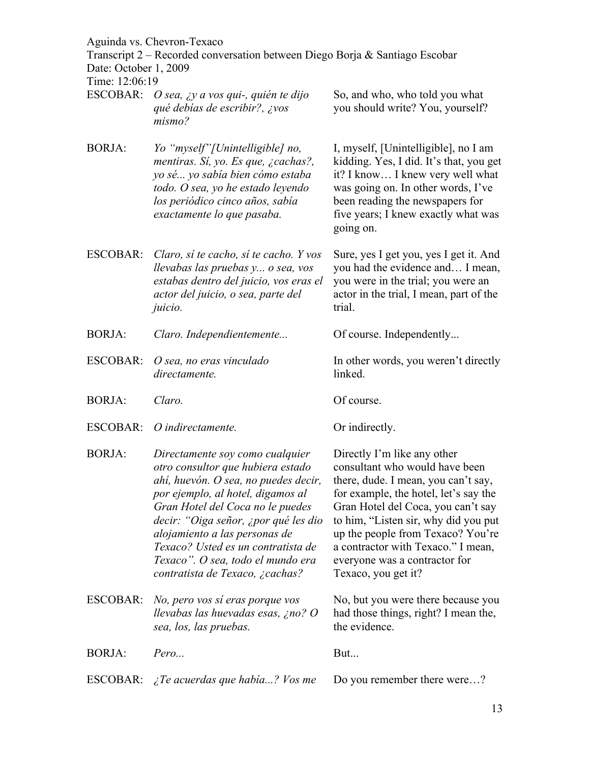Aguinda vs. Chevron-Texaco
Transcript 2 – Recorded conversation between Diego Borja & Santiago Escobar
Date: October 1, 2009
Time: 12:06:19

| Speaker | Spanish | English |
|---|---|---|
| ESCOBAR: | *O sea, ¿y a vos qui-, quién te dijo qué debías de escribir?, ¿vos mismo?* | So, and who, who told you what you should write? You, yourself? |
| BORJA: | *Yo "myself"[Unintelligible] no, mentiras. Sí, yo. Es que, ¿cachas?, yo sé... yo sabía bien cómo estaba todo. O sea, yo he estado leyendo los periódico cinco años, sabía exactamente lo que pasaba.* | I, myself, [Unintelligible], no I am kidding. Yes, I did. It's that, you get it? I know… I knew very well what was going on. In other words, I've been reading the newspapers for five years; I knew exactly what was going on. |
| ESCOBAR: | *Claro, sí te cacho, sí te cacho. Y vos llevabas las pruebas y... o sea, vos estabas dentro del juicio, vos eras el actor del juicio, o sea, parte del juicio.* | Sure, yes I get you, yes I get it. And you had the evidence and… I mean, you were in the trial; you were an actor in the trial, I mean, part of the trial. |
| BORJA: | *Claro. Independientemente...* | Of course. Independently... |
| ESCOBAR: | *O sea, no eras vinculado directamente.* | In other words, you weren't directly linked. |
| BORJA: | *Claro.* | Of course. |
| ESCOBAR: | *O indirectamente.* | Or indirectly. |
| BORJA: | *Directamente soy como cualquier otro consultor que hubiera estado ahí, huevón. O sea, no puedes decir, por ejemplo, al hotel, digamos al Gran Hotel del Coca no le puedes decir: "Oiga señor, ¿por qué les dio alojamiento a las personas de Texaco? Usted es un contratista de Texaco". O sea, todo el mundo era contratista de Texaco, ¿cachas?* | Directly I'm like any other consultant who would have been there, dude. I mean, you can't say, for example, the hotel, let's say the Gran Hotel del Coca, you can't say to him, "Listen sir, why did you put up the people from Texaco? You're a contractor with Texaco." I mean, everyone was a contractor for Texaco, you get it? |
| ESCOBAR: | *No, pero vos sí eras porque vos llevabas las huevadas esas, ¿no? O sea, los, las pruebas.* | No, but you were there because you had those things, right? I mean the, the evidence. |
| BORJA: | *Pero...* | But... |
| ESCOBAR: | *¿Te acuerdas que había...? Vos me* | Do you remember there were…? |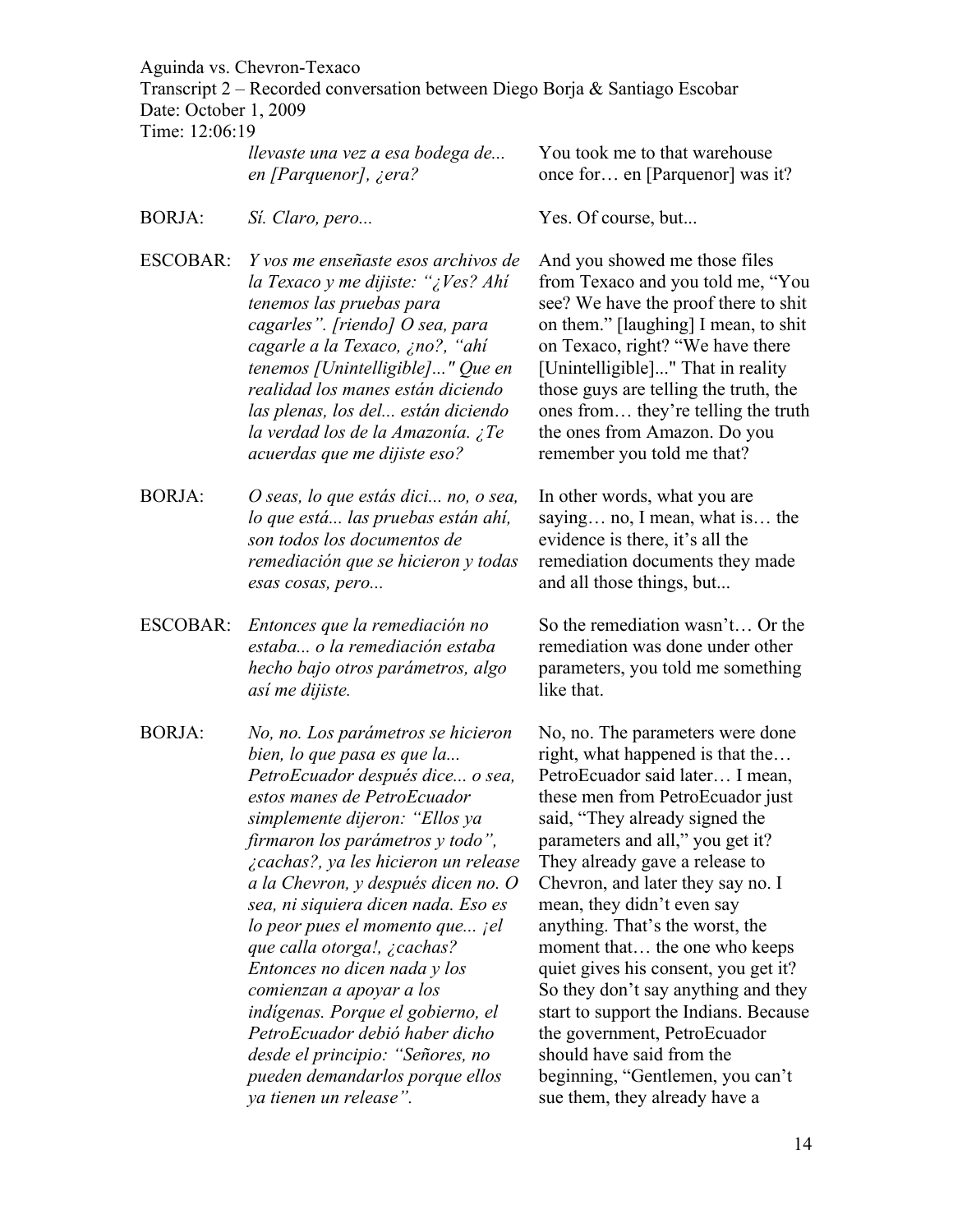| Speaker | Spanish | English |
| --- | --- | --- |
| | *llevaste una vez a esa bodega de... en [Parquenor], ¿era?* | You took me to that warehouse once for… en [Parquenor] was it? |
| BORJA: | *Sí. Claro, pero...* | Yes. Of course, but... |
| ESCOBAR: | *Y vos me enseñaste esos archivos de la Texaco y me dijiste: "¿Ves? Ahí tenemos las pruebas para cagarles". [riendo] O sea, para cagarle a la Texaco, ¿no?, "ahí tenemos [Unintelligible]..." Que en realidad los manes están diciendo las plenas, los del... están diciendo la verdad los de la Amazonía. ¿Te acuerdas que me dijiste eso?* | And you showed me those files from Texaco and you told me, "You see? We have the proof there to shit on them." [laughing] I mean, to shit on Texaco, right? "We have there [Unintelligible]..." That in reality those guys are telling the truth, the ones from… they're telling the truth the ones from Amazon. Do you remember you told me that? |
| BORJA: | *O seas, lo que estás dici... no, o sea, lo que está... las pruebas están ahí, son todos los documentos de remediación que se hicieron y todas esas cosas, pero...* | In other words, what you are saying… no, I mean, what is… the evidence is there, it's all the remediation documents they made and all those things, but... |
| ESCOBAR: | *Entonces que la remediación no estaba... o la remediación estaba hecho bajo otros parámetros, algo así me dijiste.* | So the remediation wasn't… Or the remediation was done under other parameters, you told me something like that. |
| BORJA: | *No, no. Los parámetros se hicieron bien, lo que pasa es que la... PetroEcuador después dice... o sea, estos manes de PetroEcuador simplemente dijeron: "Ellos ya firmaron los parámetros y todo", ¿cachas?, ya les hicieron un release a la Chevron, y después dicen no. O sea, ni siquiera dicen nada. Eso es lo peor pues el momento que... ¡el que calla otorga!, ¿cachas? Entonces no dicen nada y los comienzan a apoyar a los indígenas. Porque el gobierno, el PetroEcuador debió haber dicho desde el principio: "Señores, no pueden demandarlos porque ellos ya tienen un release".* | No, no. The parameters were done right, what happened is that the… PetroEcuador said later… I mean, these men from PetroEcuador just said, "They already signed the parameters and all," you get it? They already gave a release to Chevron, and later they say no. I mean, they didn't even say anything. That's the worst, the moment that… the one who keeps quiet gives his consent, you get it? So they don't say anything and they start to support the Indians. Because the government, PetroEcuador should have said from the beginning, "Gentlemen, you can't sue them, they already have a |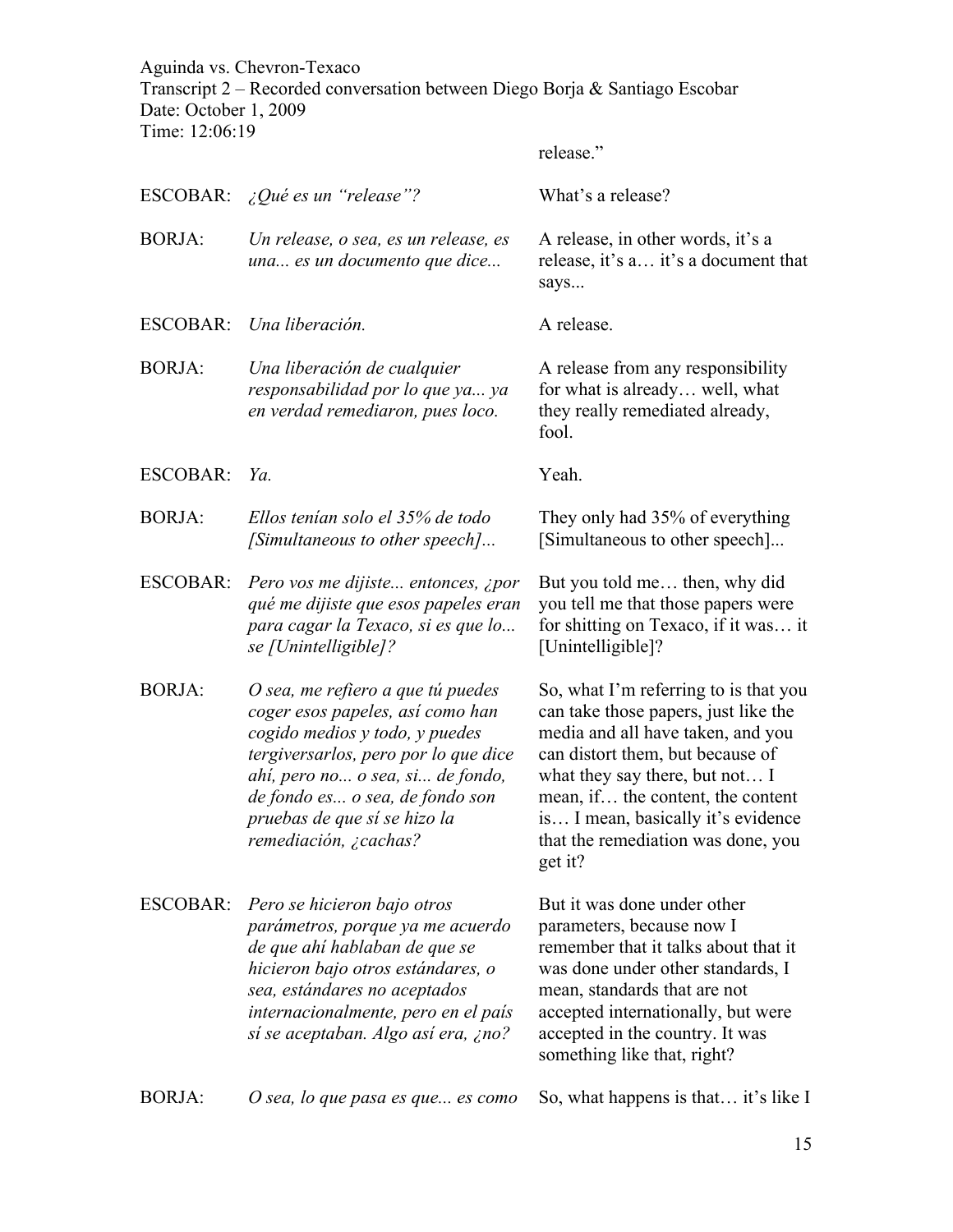Aguinda vs. Chevron-Texaco
Transcript 2 – Recorded conversation between Diego Borja & Santiago Escobar
Date: October 1, 2009
Time: 12:06:19

| | | |
|---|---|---|
| | | release." |
| ESCOBAR: | *¿Qué es un "release"?* | What's a release? |
| BORJA: | *Un release, o sea, es un release, es una... es un documento que dice...* | A release, in other words, it's a release, it's a… it's a document that says... |
| ESCOBAR: | *Una liberación.* | A release. |
| BORJA: | *Una liberación de cualquier responsabilidad por lo que ya... ya en verdad remediaron, pues loco.* | A release from any responsibility for what is already… well, what they really remediated already, fool. |
| ESCOBAR: | *Ya.* | Yeah. |
| BORJA: | *Ellos tenían solo el 35% de todo [Simultaneous to other speech]...* | They only had 35% of everything [Simultaneous to other speech]... |
| ESCOBAR: | *Pero vos me dijiste... entonces, ¿por qué me dijiste que esos papeles eran para cagar la Texaco, si es que lo... se [Unintelligible]?* | But you told me… then, why did you tell me that those papers were for shitting on Texaco, if it was… it [Unintelligible]? |
| BORJA: | *O sea, me refiero a que tú puedes coger esos papeles, así como han cogido medios y todo, y puedes tergiversarlos, pero por lo que dice ahí, pero no... o sea, si... de fondo, de fondo es... o sea, de fondo son pruebas de que sí se hizo la remediación, ¿cachas?* | So, what I'm referring to is that you can take those papers, just like the media and all have taken, and you can distort them, but because of what they say there, but not… I mean, if… the content, the content is… I mean, basically it's evidence that the remediation was done, you get it? |
| ESCOBAR: | *Pero se hicieron bajo otros parámetros, porque ya me acuerdo de que ahí hablaban de que se hicieron bajo otros estándares, o sea, estándares no aceptados internacionalmente, pero en el país sí se aceptaban. Algo así era, ¿no?* | But it was done under other parameters, because now I remember that it talks about that it was done under other standards, I mean, standards that are not accepted internationally, but were accepted in the country. It was something like that, right? |
| BORJA: | *O sea, lo que pasa es que... es como* | So, what happens is that… it's like I |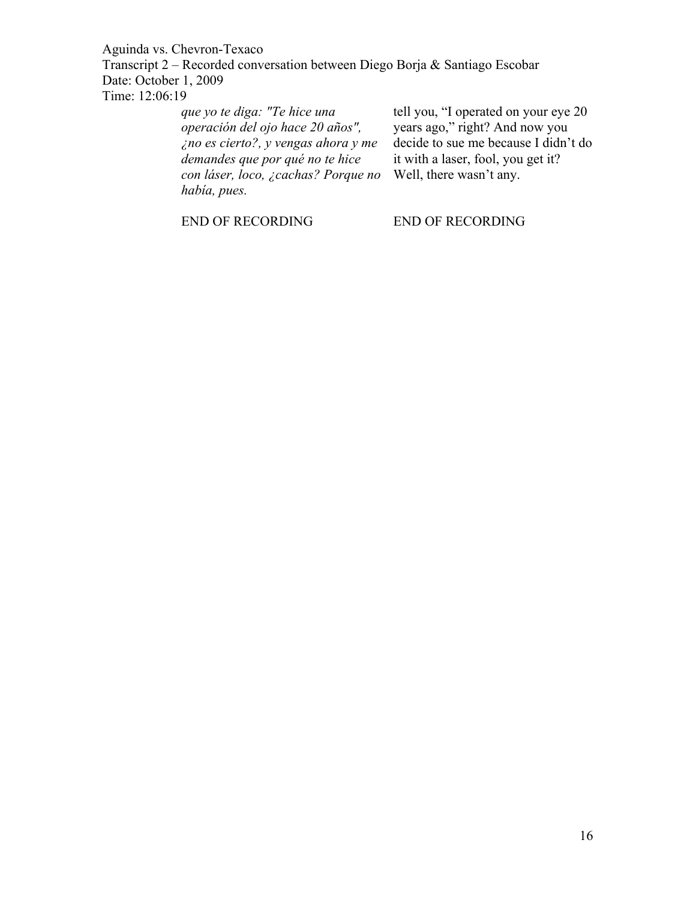| | |
|---|---|
| *que yo te diga: "Te hice una operación del ojo hace 20 años", ¿no es cierto?, y vengas ahora y me demandes que por qué no te hice con láser, loco, ¿cachas? Porque no había, pues.* | tell you, "I operated on your eye 20 years ago," right? And now you decide to sue me because I didn't do it with a laser, fool, you get it? Well, there wasn't any. |
| END OF RECORDING | END OF RECORDING |